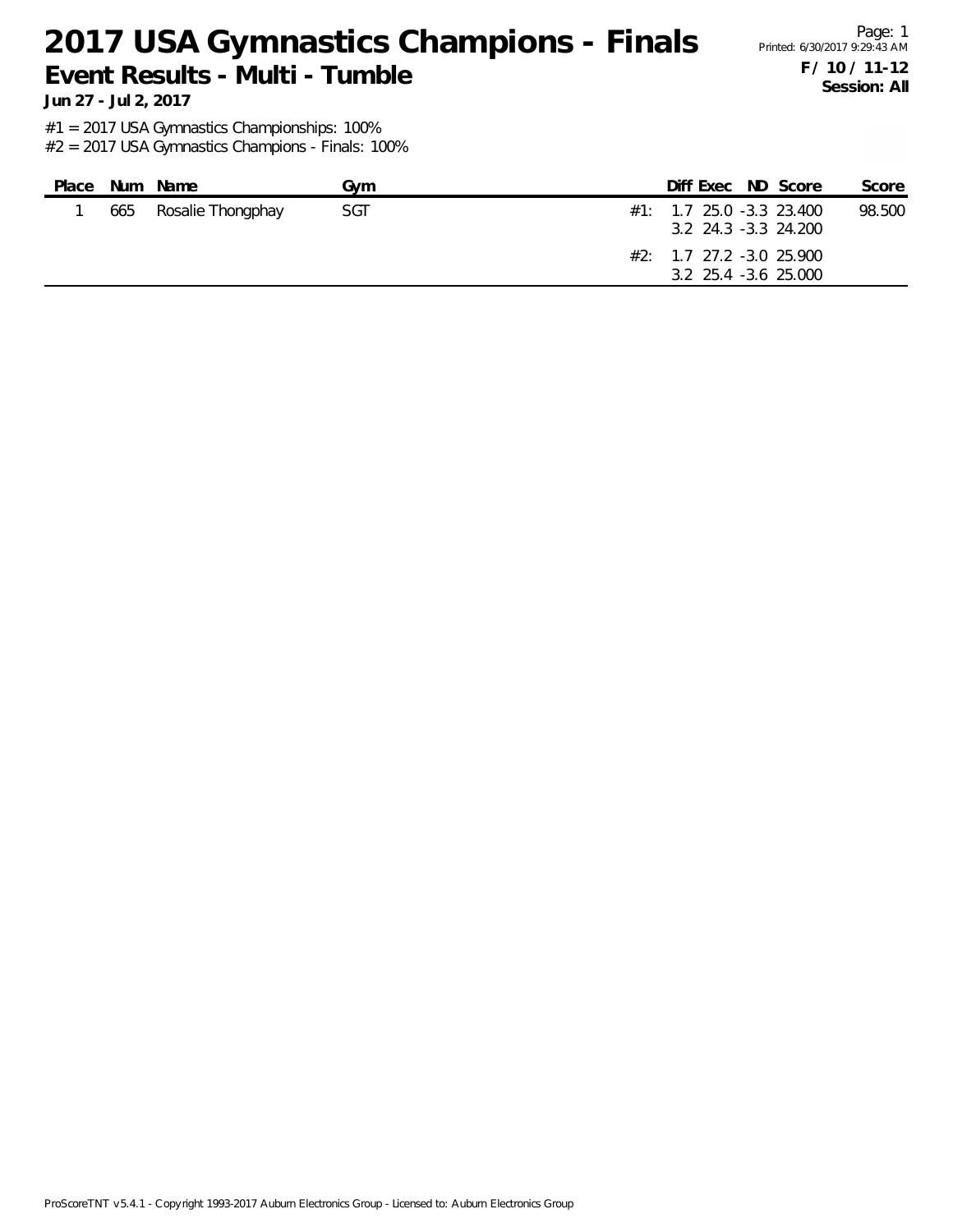# 2017 USA Gymnastics Champions - Finals

## Event Results - Multi - Tumble

**Jun 27 - Jul 2, 2017**

Printed: 6/30/2017 9:29:43 AM

**F / 10 / 11-12**
**Session: All**

#1 = 2017 USA Gymnastics Championships: 100%
#2 = 2017 USA Gymnastics Champions - Finals: 100%

| Place | Num | Name | Gym | | Diff | Exec | ND | Score | Score |
|---|---|---|---|---|---|---|---|---|---|
| 1 | 665 | Rosalie Thongphay | SGT | #1: | 1.7 | 25.0 | -3.3 | 23.400 | 98.500 |
| | | | | | 3.2 | 24.3 | -3.3 | 24.200 | |
| | | | | #2: | 1.7 | 27.2 | -3.0 | 25.900 | |
| | | | | | 3.2 | 25.4 | -3.6 | 25.000 | |

ProScoreTNT v5.4.1 - Copyright 1993-2017 Auburn Electronics Group - Licensed to: Auburn Electronics Group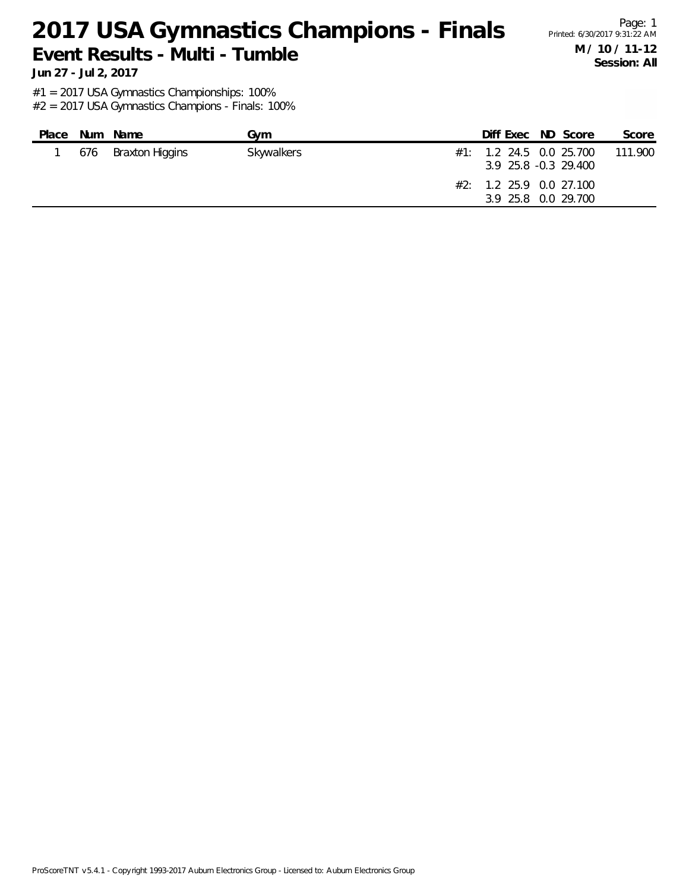# 2017 USA Gymnastics Champions - Finals

## Event Results - Multi - Tumble

**Jun 27 - Jul 2, 2017**

**M / 10 / 11-12**
**Session: All**

#1 = 2017 USA Gymnastics Championships: 100%
#2 = 2017 USA Gymnastics Champions - Finals: 100%

| Place | Num | Name | Gym | | Diff | Exec | ND | Score | Score |
|---|---|---|---|---|---|---|---|---|---|
| 1 | 676 | Braxton Higgins | Skywalkers | #1: | 1.2 | 24.5 | 0.0 | 25.700 | 111.900 |
| | | | | | 3.9 | 25.8 | -0.3 | 29.400 | |
| | | | | #2: | 1.2 | 25.9 | 0.0 | 27.100 | |
| | | | | | 3.9 | 25.8 | 0.0 | 29.700 | |

ProScoreTNT v5.4.1 - Copyright 1993-2017 Auburn Electronics Group - Licensed to: Auburn Electronics Group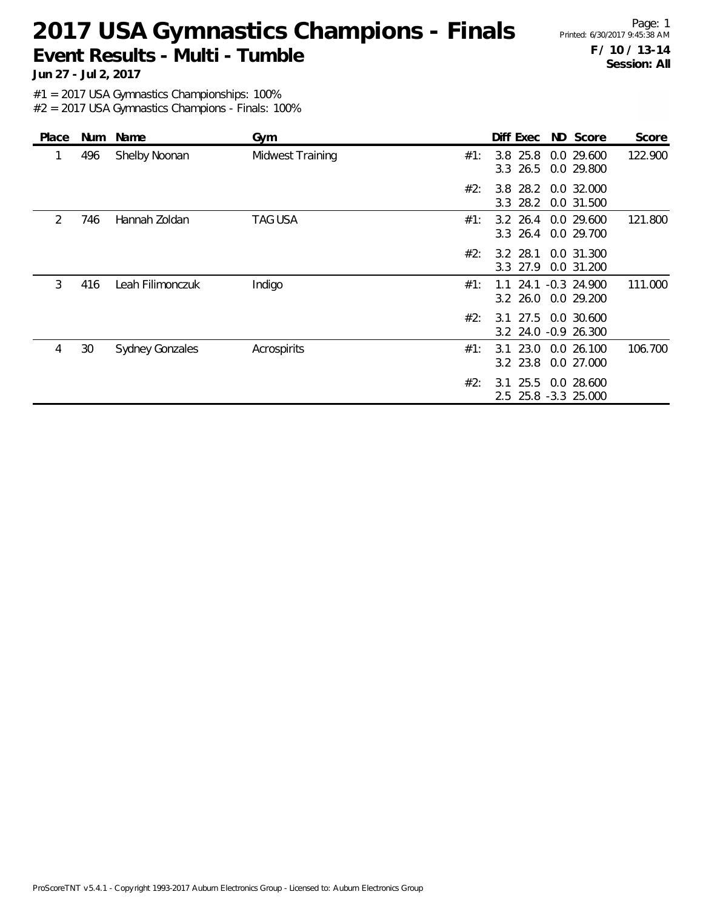# 2017 USA Gymnastics Champions - Finals

## Event Results - Multi - Tumble

**Jun 27 - Jul 2, 2017**

Printed: 6/30/2017 9:45:38 AM

**F / 10 / 13-14**
**Session: All**

#1 = 2017 USA Gymnastics Championships: 100%
#2 = 2017 USA Gymnastics Champions - Finals: 100%

| Place | Num | Name | Gym | | Diff | Exec | ND | Score | Score |
|---|---|---|---|---|---|---|---|---|---|
| 1 | 496 | Shelby Noonan | Midwest Training | #1: | 3.8 | 25.8 | 0.0 | 29.600 | 122.900 |
| | | | | | 3.3 | 26.5 | 0.0 | 29.800 | |
| | | | | #2: | 3.8 | 28.2 | 0.0 | 32.000 | |
| | | | | | 3.3 | 28.2 | 0.0 | 31.500 | |
| 2 | 746 | Hannah Zoldan | TAG USA | #1: | 3.2 | 26.4 | 0.0 | 29.600 | 121.800 |
| | | | | | 3.3 | 26.4 | 0.0 | 29.700 | |
| | | | | #2: | 3.2 | 28.1 | 0.0 | 31.300 | |
| | | | | | 3.3 | 27.9 | 0.0 | 31.200 | |
| 3 | 416 | Leah Filimonczuk | Indigo | #1: | 1.1 | 24.1 | -0.3 | 24.900 | 111.000 |
| | | | | | 3.2 | 26.0 | 0.0 | 29.200 | |
| | | | | #2: | 3.1 | 27.5 | 0.0 | 30.600 | |
| | | | | | 3.2 | 24.0 | -0.9 | 26.300 | |
| 4 | 30 | Sydney Gonzales | Acrospirits | #1: | 3.1 | 23.0 | 0.0 | 26.100 | 106.700 |
| | | | | | 3.2 | 23.8 | 0.0 | 27.000 | |
| | | | | #2: | 3.1 | 25.5 | 0.0 | 28.600 | |
| | | | | | 2.5 | 25.8 | -3.3 | 25.000 | |

ProScoreTNT v5.4.1 - Copyright 1993-2017 Auburn Electronics Group - Licensed to: Auburn Electronics Group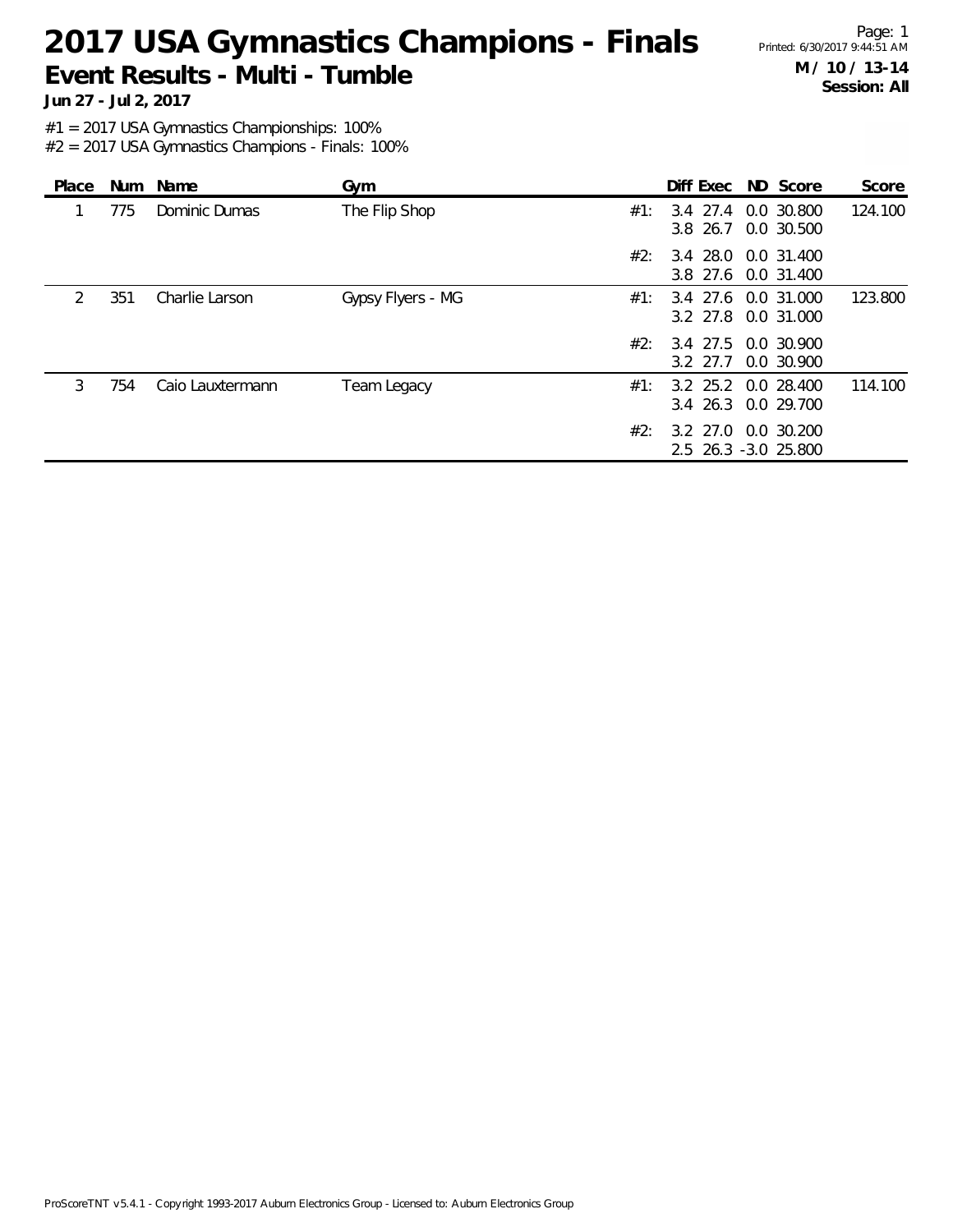# 2017 USA Gymnastics Champions - Finals

## Event Results - Multi - Tumble

**Jun 27 - Jul 2, 2017**

Page: 1
Printed: 6/30/2017 9:44:51 AM

**M / 10 / 13-14**
**Session: All**

#1 = 2017 USA Gymnastics Championships: 100%
#2 = 2017 USA Gymnastics Champions - Finals: 100%

| Place | Num | Name | Gym | | Diff | Exec | ND | Score | Score |
|---|---|---|---|---|---|---|---|---|---|
| 1 | 775 | Dominic Dumas | The Flip Shop | #1: | 3.4 | 27.4 | 0.0 | 30.800 | 124.100 |
| | | | | | 3.8 | 26.7 | 0.0 | 30.500 | |
| | | | | #2: | 3.4 | 28.0 | 0.0 | 31.400 | |
| | | | | | 3.8 | 27.6 | 0.0 | 31.400 | |
| 2 | 351 | Charlie Larson | Gypsy Flyers - MG | #1: | 3.4 | 27.6 | 0.0 | 31.000 | 123.800 |
| | | | | | 3.2 | 27.8 | 0.0 | 31.000 | |
| | | | | #2: | 3.4 | 27.5 | 0.0 | 30.900 | |
| | | | | | 3.2 | 27.7 | 0.0 | 30.900 | |
| 3 | 754 | Caio Lauxtermann | Team Legacy | #1: | 3.2 | 25.2 | 0.0 | 28.400 | 114.100 |
| | | | | | 3.4 | 26.3 | 0.0 | 29.700 | |
| | | | | #2: | 3.2 | 27.0 | 0.0 | 30.200 | |
| | | | | | 2.5 | 26.3 | -3.0 | 25.800 | |

ProScoreTNT v5.4.1 - Copyright 1993-2017 Auburn Electronics Group - Licensed to: Auburn Electronics Group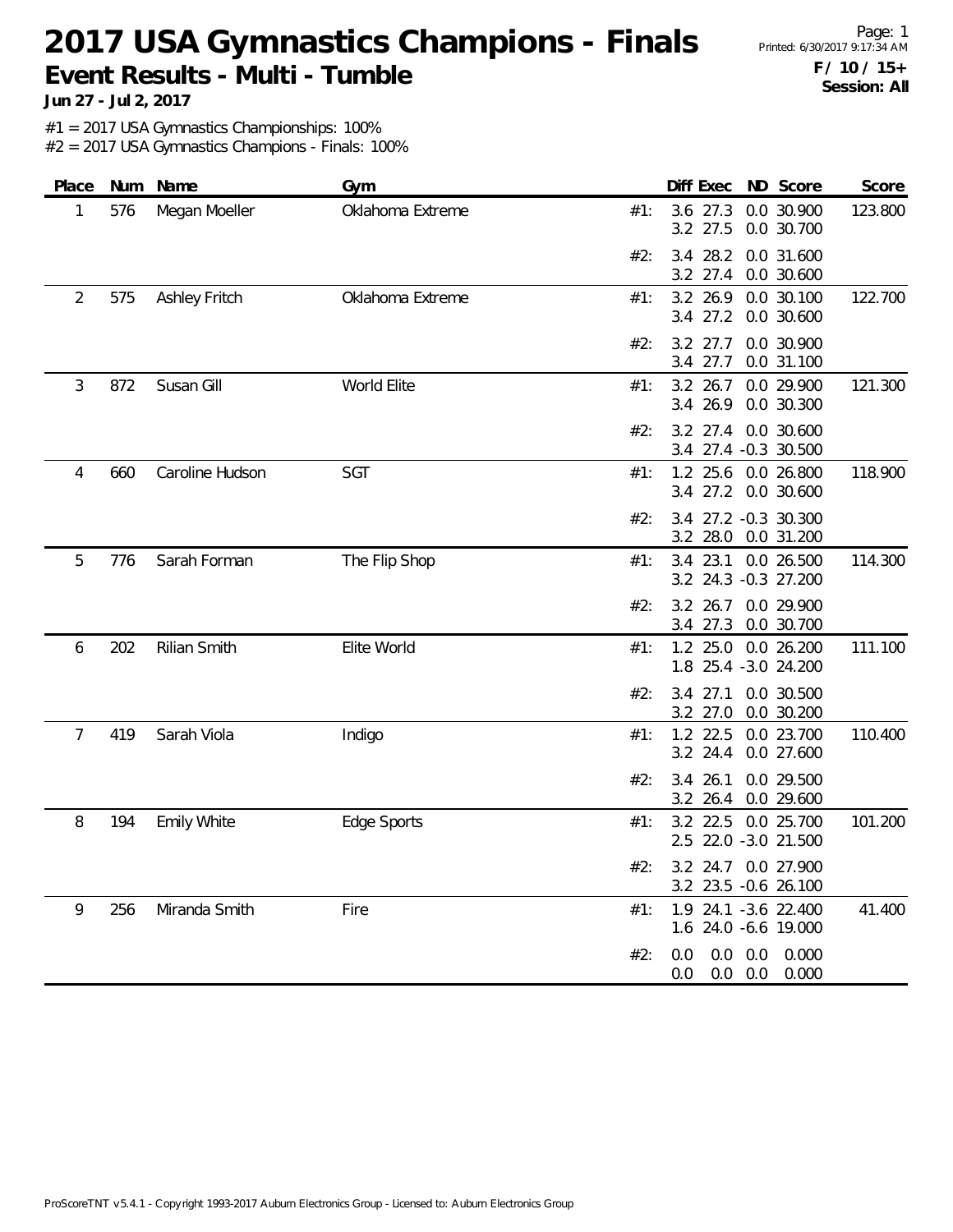# 2017 USA Gymnastics Champions - Finals

## Event Results - Multi - Tumble

**Jun 27 - Jul 2, 2017**

**F / 10 / 15+**
**Session: All**

#1 = 2017 USA Gymnastics Championships: 100%
#2 = 2017 USA Gymnastics Champions - Finals: 100%

| Place | Num | Name | Gym | | Diff | Exec | ND | Score | Score |
|---|---|---|---|---|---|---|---|---|---|
| 1 | 576 | Megan Moeller | Oklahoma Extreme | #1: | 3.6 | 27.3 | 0.0 | 30.900 | 123.800 |
| | | | | | 3.2 | 27.5 | 0.0 | 30.700 | |
| | | | | #2: | 3.4 | 28.2 | 0.0 | 31.600 | |
| | | | | | 3.2 | 27.4 | 0.0 | 30.600 | |
| 2 | 575 | Ashley Fritch | Oklahoma Extreme | #1: | 3.2 | 26.9 | 0.0 | 30.100 | 122.700 |
| | | | | | 3.4 | 27.2 | 0.0 | 30.600 | |
| | | | | #2: | 3.2 | 27.7 | 0.0 | 30.900 | |
| | | | | | 3.4 | 27.7 | 0.0 | 31.100 | |
| 3 | 872 | Susan Gill | World Elite | #1: | 3.2 | 26.7 | 0.0 | 29.900 | 121.300 |
| | | | | | 3.4 | 26.9 | 0.0 | 30.300 | |
| | | | | #2: | 3.2 | 27.4 | 0.0 | 30.600 | |
| | | | | | 3.4 | 27.4 | -0.3 | 30.500 | |
| 4 | 660 | Caroline Hudson | SGT | #1: | 1.2 | 25.6 | 0.0 | 26.800 | 118.900 |
| | | | | | 3.4 | 27.2 | 0.0 | 30.600 | |
| | | | | #2: | 3.4 | 27.2 | -0.3 | 30.300 | |
| | | | | | 3.2 | 28.0 | 0.0 | 31.200 | |
| 5 | 776 | Sarah Forman | The Flip Shop | #1: | 3.4 | 23.1 | 0.0 | 26.500 | 114.300 |
| | | | | | 3.2 | 24.3 | -0.3 | 27.200 | |
| | | | | #2: | 3.2 | 26.7 | 0.0 | 29.900 | |
| | | | | | 3.4 | 27.3 | 0.0 | 30.700 | |
| 6 | 202 | Rilian Smith | Elite World | #1: | 1.2 | 25.0 | 0.0 | 26.200 | 111.100 |
| | | | | | 1.8 | 25.4 | -3.0 | 24.200 | |
| | | | | #2: | 3.4 | 27.1 | 0.0 | 30.500 | |
| | | | | | 3.2 | 27.0 | 0.0 | 30.200 | |
| 7 | 419 | Sarah Viola | Indigo | #1: | 1.2 | 22.5 | 0.0 | 23.700 | 110.400 |
| | | | | | 3.2 | 24.4 | 0.0 | 27.600 | |
| | | | | #2: | 3.4 | 26.1 | 0.0 | 29.500 | |
| | | | | | 3.2 | 26.4 | 0.0 | 29.600 | |
| 8 | 194 | Emily White | Edge Sports | #1: | 3.2 | 22.5 | 0.0 | 25.700 | 101.200 |
| | | | | | 2.5 | 22.0 | -3.0 | 21.500 | |
| | | | | #2: | 3.2 | 24.7 | 0.0 | 27.900 | |
| | | | | | 3.2 | 23.5 | -0.6 | 26.100 | |
| 9 | 256 | Miranda Smith | Fire | #1: | 1.9 | 24.1 | -3.6 | 22.400 | 41.400 |
| | | | | | 1.6 | 24.0 | -6.6 | 19.000 | |
| | | | | #2: | 0.0 | 0.0 | 0.0 | 0.000 | |
| | | | | | 0.0 | 0.0 | 0.0 | 0.000 | |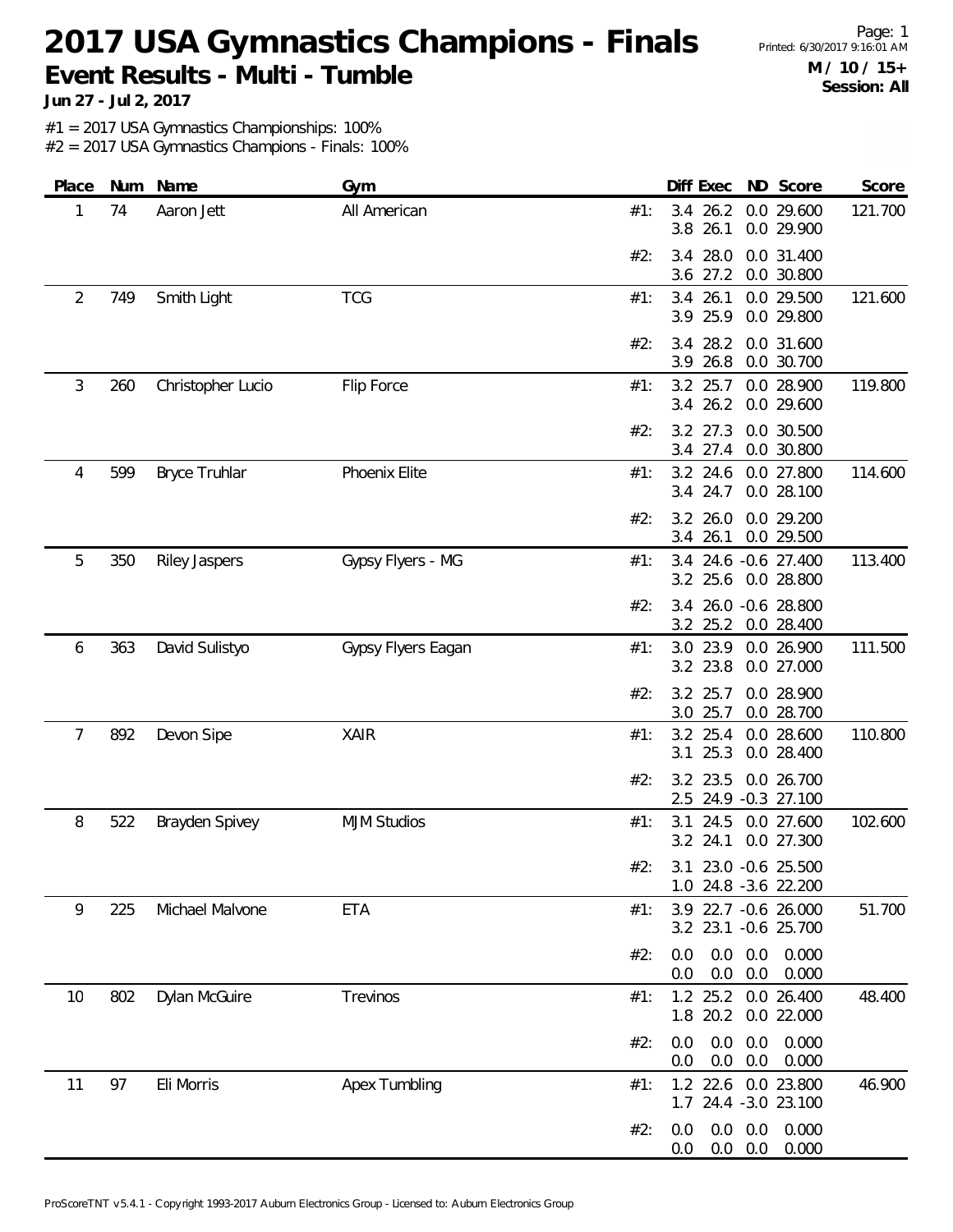# 2017 USA Gymnastics Champions - Finals

## Event Results - Multi - Tumble

**Jun 27 - Jul 2, 2017**

Printed: 6/30/2017 9:16:01 AM

**M / 10 / 15+**
**Session: All**

#1 = 2017 USA Gymnastics Championships: 100%
#2 = 2017 USA Gymnastics Champions - Finals: 100%

| Place | Num | Name | Gym | | Diff | Exec | ND | Score | Score |
|---|---|---|---|---|---|---|---|---|---|
| 1 | 74 | Aaron Jett | All American | #1: | 3.4 | 26.2 | 0.0 | 29.600 | 121.700 |
| | | | | | 3.8 | 26.1 | 0.0 | 29.900 | |
| | | | | #2: | 3.4 | 28.0 | 0.0 | 31.400 | |
| | | | | | 3.6 | 27.2 | 0.0 | 30.800 | |
| 2 | 749 | Smith Light | TCG | #1: | 3.4 | 26.1 | 0.0 | 29.500 | 121.600 |
| | | | | | 3.9 | 25.9 | 0.0 | 29.800 | |
| | | | | #2: | 3.4 | 28.2 | 0.0 | 31.600 | |
| | | | | | 3.9 | 26.8 | 0.0 | 30.700 | |
| 3 | 260 | Christopher Lucio | Flip Force | #1: | 3.2 | 25.7 | 0.0 | 28.900 | 119.800 |
| | | | | | 3.4 | 26.2 | 0.0 | 29.600 | |
| | | | | #2: | 3.2 | 27.3 | 0.0 | 30.500 | |
| | | | | | 3.4 | 27.4 | 0.0 | 30.800 | |
| 4 | 599 | Bryce Truhlar | Phoenix Elite | #1: | 3.2 | 24.6 | 0.0 | 27.800 | 114.600 |
| | | | | | 3.4 | 24.7 | 0.0 | 28.100 | |
| | | | | #2: | 3.2 | 26.0 | 0.0 | 29.200 | |
| | | | | | 3.4 | 26.1 | 0.0 | 29.500 | |
| 5 | 350 | Riley Jaspers | Gypsy Flyers - MG | #1: | 3.4 | 24.6 | -0.6 | 27.400 | 113.400 |
| | | | | | 3.2 | 25.6 | 0.0 | 28.800 | |
| | | | | #2: | 3.4 | 26.0 | -0.6 | 28.800 | |
| | | | | | 3.2 | 25.2 | 0.0 | 28.400 | |
| 6 | 363 | David Sulistyo | Gypsy Flyers Eagan | #1: | 3.0 | 23.9 | 0.0 | 26.900 | 111.500 |
| | | | | | 3.2 | 23.8 | 0.0 | 27.000 | |
| | | | | #2: | 3.2 | 25.7 | 0.0 | 28.900 | |
| | | | | | 3.0 | 25.7 | 0.0 | 28.700 | |
| 7 | 892 | Devon Sipe | XAIR | #1: | 3.2 | 25.4 | 0.0 | 28.600 | 110.800 |
| | | | | | 3.1 | 25.3 | 0.0 | 28.400 | |
| | | | | #2: | 3.2 | 23.5 | 0.0 | 26.700 | |
| | | | | | 2.5 | 24.9 | -0.3 | 27.100 | |
| 8 | 522 | Brayden Spivey | MJM Studios | #1: | 3.1 | 24.5 | 0.0 | 27.600 | 102.600 |
| | | | | | 3.2 | 24.1 | 0.0 | 27.300 | |
| | | | | #2: | 3.1 | 23.0 | -0.6 | 25.500 | |
| | | | | | 1.0 | 24.8 | -3.6 | 22.200 | |
| 9 | 225 | Michael Malvone | ETA | #1: | 3.9 | 22.7 | -0.6 | 26.000 | 51.700 |
| | | | | | 3.2 | 23.1 | -0.6 | 25.700 | |
| | | | | #2: | 0.0 | 0.0 | 0.0 | 0.000 | |
| | | | | | 0.0 | 0.0 | 0.0 | 0.000 | |
| 10 | 802 | Dylan McGuire | Trevinos | #1: | 1.2 | 25.2 | 0.0 | 26.400 | 48.400 |
| | | | | | 1.8 | 20.2 | 0.0 | 22.000 | |
| | | | | #2: | 0.0 | 0.0 | 0.0 | 0.000 | |
| | | | | | 0.0 | 0.0 | 0.0 | 0.000 | |
| 11 | 97 | Eli Morris | Apex Tumbling | #1: | 1.2 | 22.6 | 0.0 | 23.800 | 46.900 |
| | | | | | 1.7 | 24.4 | -3.0 | 23.100 | |
| | | | | #2: | 0.0 | 0.0 | 0.0 | 0.000 | |
| | | | | | 0.0 | 0.0 | 0.0 | 0.000 | |

ProScoreTNT v5.4.1 - Copyright 1993-2017 Auburn Electronics Group - Licensed to: Auburn Electronics Group